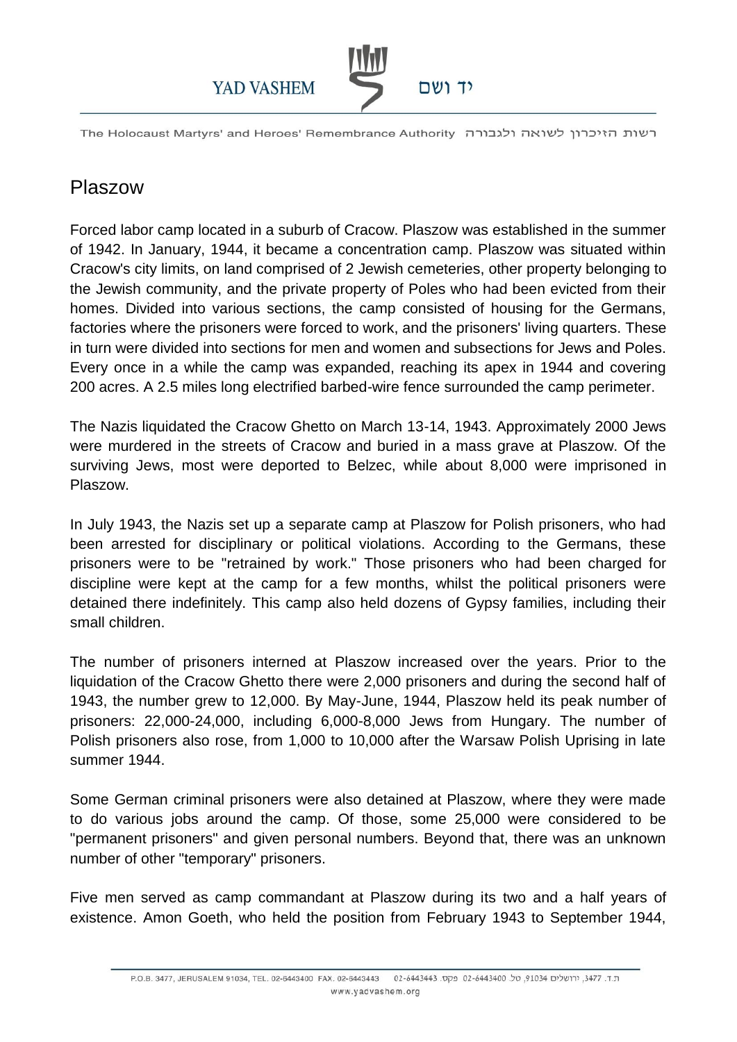# Plaszow

Forced labor camp located in a suburb of Cracow. Plaszow was established in the summer of 1942. In January, 1944, it became a concentration camp. Plaszow was situated within Cracow's city limits, on land comprised of 2 Jewish cemeteries, other property belonging to the Jewish community, and the private property of Poles who had been evicted from their homes. Divided into various sections, the camp consisted of housing for the Germans, factories where the prisoners were forced to work, and the prisoners' living quarters. These in turn were divided into sections for men and women and subsections for Jews and Poles. Every once in a while the camp was expanded, reaching its apex in 1944 and covering 200 acres. A 2.5 miles long electrified barbed-wire fence surrounded the camp perimeter.

The Nazis liquidated the Cracow Ghetto on March 13-14, 1943. Approximately 2000 Jews were murdered in the streets of Cracow and buried in a mass grave at Plaszow. Of the surviving Jews, most were deported to Belzec, while about 8,000 were imprisoned in Plaszow.

In July 1943, the Nazis set up a separate camp at Plaszow for Polish prisoners, who had been arrested for disciplinary or political violations. According to the Germans, these prisoners were to be "retrained by work." Those prisoners who had been charged for discipline were kept at the camp for a few months, whilst the political prisoners were detained there indefinitely. This camp also held dozens of Gypsy families, including their small children.

The number of prisoners interned at Plaszow increased over the years. Prior to the liquidation of the Cracow Ghetto there were 2,000 prisoners and during the second half of 1943, the number grew to 12,000. By May-June, 1944, Plaszow held its peak number of prisoners: 22,000-24,000, including 6,000-8,000 Jews from Hungary. The number of Polish prisoners also rose, from 1,000 to 10,000 after the Warsaw Polish Uprising in late summer 1944.

Some German criminal prisoners were also detained at Plaszow, where they were made to do various jobs around the camp. Of those, some 25,000 were considered to be "permanent prisoners" and given personal numbers. Beyond that, there was an unknown number of other "temporary" prisoners.

Five men served as camp commandant at Plaszow during its two and a half years of existence. Amon Goeth, who held the position from February 1943 to September 1944,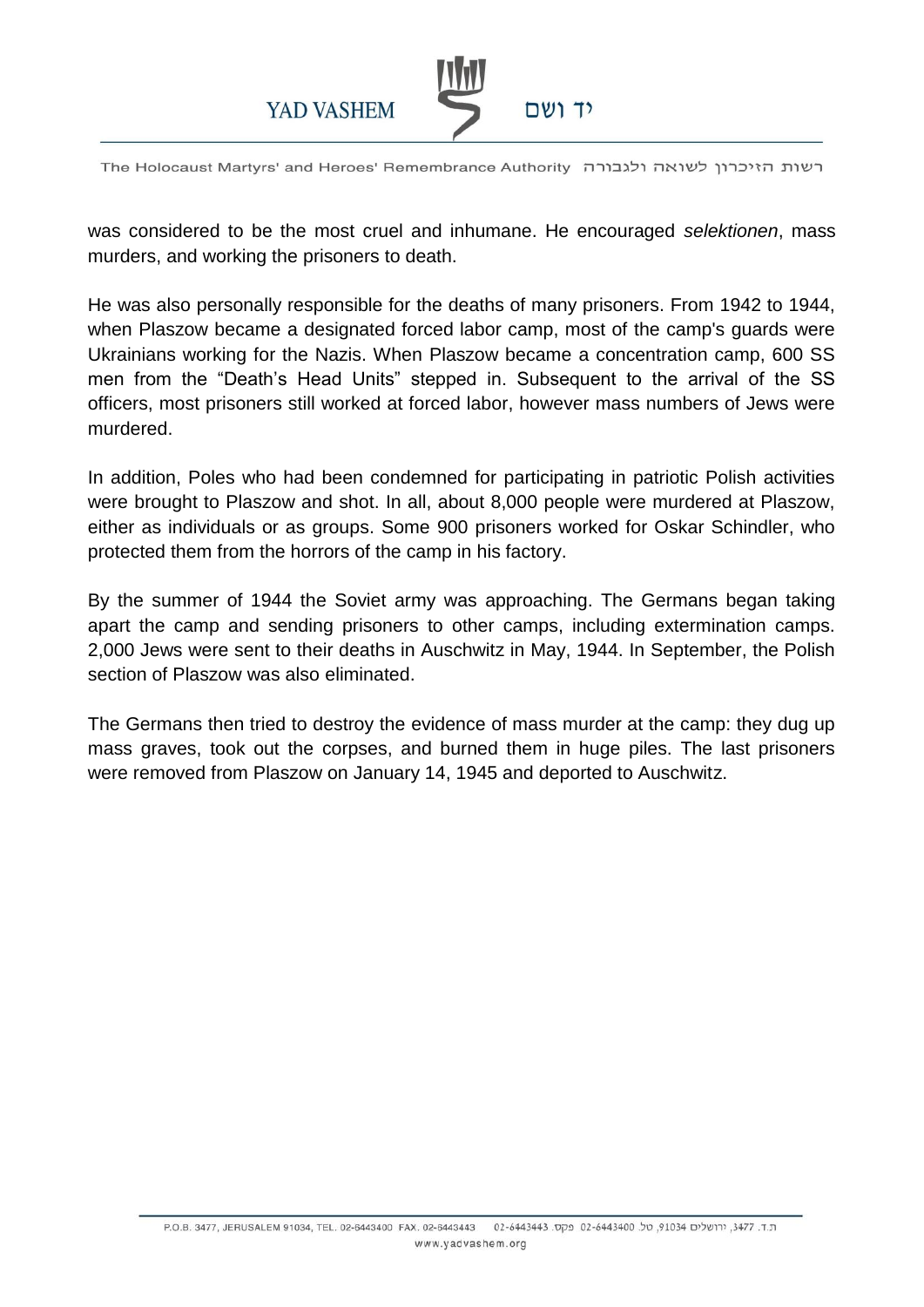was considered to be the most cruel and inhumane. He encouraged *selektionen*, mass murders, and working the prisoners to death.

He was also personally responsible for the deaths of many prisoners. From 1942 to 1944, when Plaszow became a designated forced labor camp, most of the camp's guards were Ukrainians working for the Nazis. When Plaszow became a concentration camp, 600 SS men from the "Death's Head Units" stepped in. Subsequent to the arrival of the SS officers, most prisoners still worked at forced labor, however mass numbers of Jews were murdered.

In addition, Poles who had been condemned for participating in patriotic Polish activities were brought to Plaszow and shot. In all, about 8,000 people were murdered at Plaszow, either as individuals or as groups. Some 900 prisoners worked for Oskar Schindler, who protected them from the horrors of the camp in his factory.

By the summer of 1944 the Soviet army was approaching. The Germans began taking apart the camp and sending prisoners to other camps, including extermination camps. 2,000 Jews were sent to their deaths in Auschwitz in May, 1944. In September, the Polish section of Plaszow was also eliminated.

The Germans then tried to destroy the evidence of mass murder at the camp: they dug up mass graves, took out the corpses, and burned them in huge piles. The last prisoners were removed from Plaszow on January 14, 1945 and deported to Auschwitz.